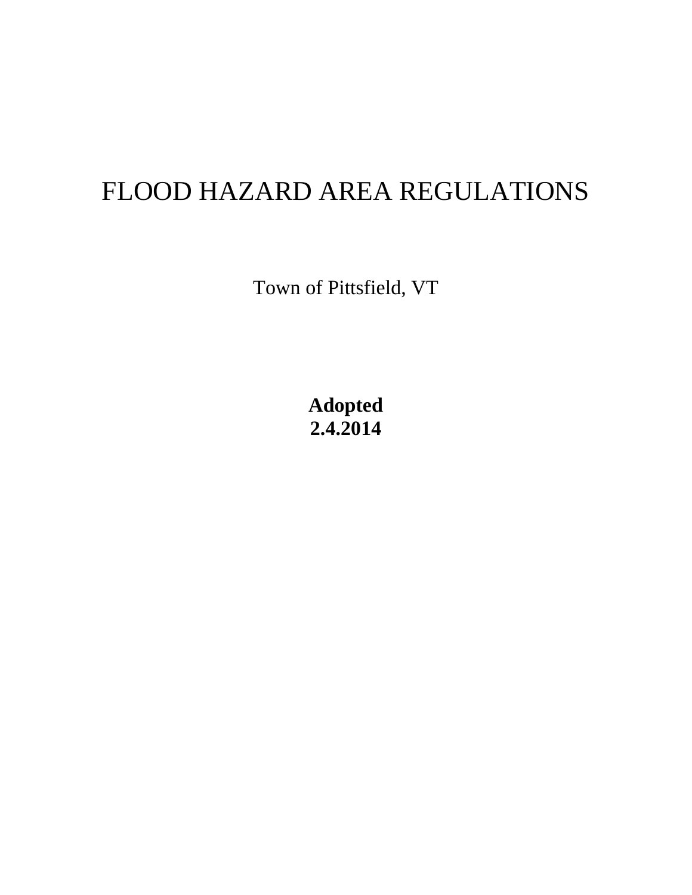# FLOOD HAZARD AREA REGULATIONS

Town of Pittsfield, VT

**Adopted**
**2.4.2014**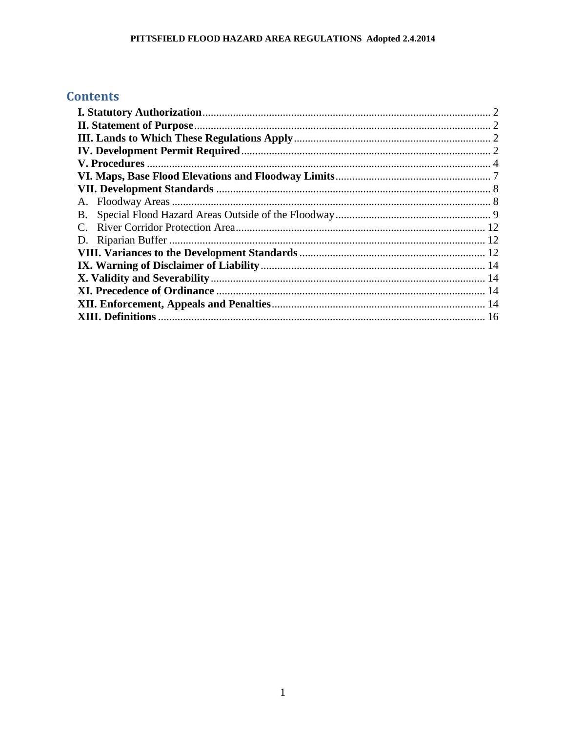## Contents

- **I. Statutory Authorization** ........ 2
- **II. Statement of Purpose** ........ 2
- **III. Lands to Which These Regulations Apply** ........ 2
- **IV. Development Permit Required** ........ 2
- **V. Procedures** ........ 4
- **VI. Maps, Base Flood Elevations and Floodway Limits** ........ 7
- **VII. Development Standards** ........ 8
  - A. Floodway Areas ........ 8
  - B. Special Flood Hazard Areas Outside of the Floodway ........ 9
  - C. River Corridor Protection Area ........ 12
  - D. Riparian Buffer ........ 12
- **VIII. Variances to the Development Standards** ........ 12
- **IX. Warning of Disclaimer of Liability** ........ 14
- **X. Validity and Severability** ........ 14
- **XI. Precedence of Ordinance** ........ 14
- **XII. Enforcement, Appeals and Penalties** ........ 14
- **XIII. Definitions** ........ 16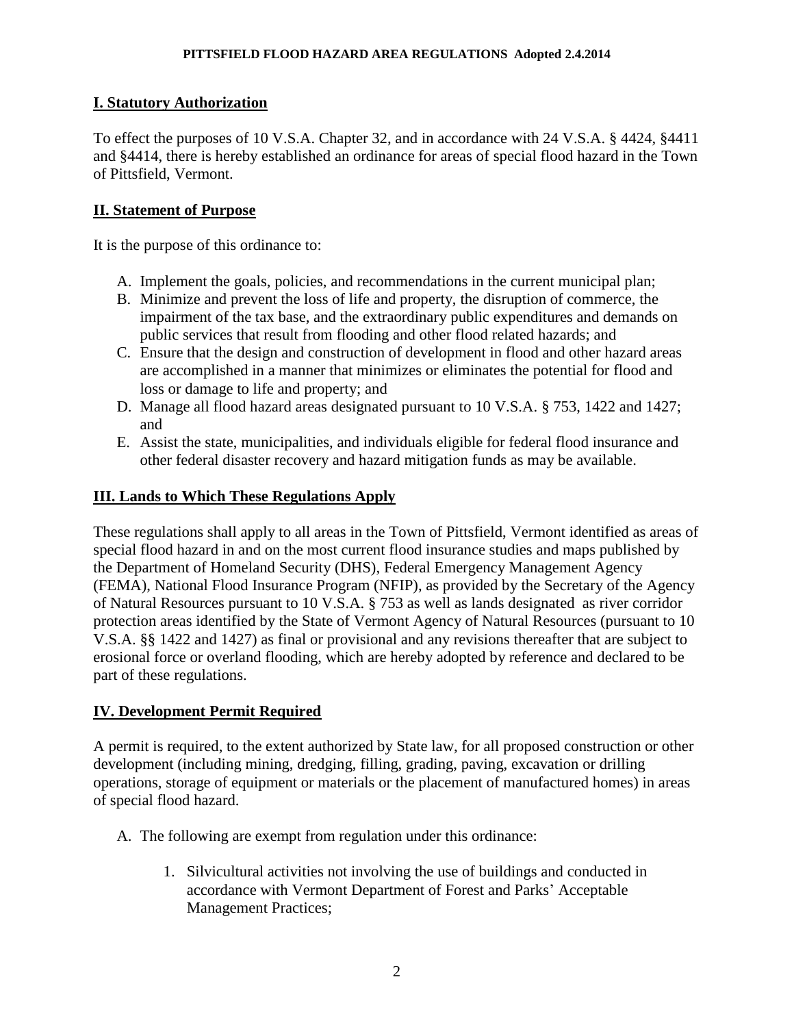## I. Statutory Authorization

To effect the purposes of 10 V.S.A. Chapter 32, and in accordance with 24 V.S.A. § 4424, §4411 and §4414, there is hereby established an ordinance for areas of special flood hazard in the Town of Pittsfield, Vermont.

## II. Statement of Purpose

It is the purpose of this ordinance to:

A. Implement the goals, policies, and recommendations in the current municipal plan;
B. Minimize and prevent the loss of life and property, the disruption of commerce, the impairment of the tax base, and the extraordinary public expenditures and demands on public services that result from flooding and other flood related hazards; and
C. Ensure that the design and construction of development in flood and other hazard areas are accomplished in a manner that minimizes or eliminates the potential for flood and loss or damage to life and property; and
D. Manage all flood hazard areas designated pursuant to 10 V.S.A. § 753, 1422 and 1427; and
E. Assist the state, municipalities, and individuals eligible for federal flood insurance and other federal disaster recovery and hazard mitigation funds as may be available.

## III. Lands to Which These Regulations Apply

These regulations shall apply to all areas in the Town of Pittsfield, Vermont identified as areas of special flood hazard in and on the most current flood insurance studies and maps published by the Department of Homeland Security (DHS), Federal Emergency Management Agency (FEMA), National Flood Insurance Program (NFIP), as provided by the Secretary of the Agency of Natural Resources pursuant to 10 V.S.A. § 753 as well as lands designated as river corridor protection areas identified by the State of Vermont Agency of Natural Resources (pursuant to 10 V.S.A. §§ 1422 and 1427) as final or provisional and any revisions thereafter that are subject to erosional force or overland flooding, which are hereby adopted by reference and declared to be part of these regulations.

## IV. Development Permit Required

A permit is required, to the extent authorized by State law, for all proposed construction or other development (including mining, dredging, filling, grading, paving, excavation or drilling operations, storage of equipment or materials or the placement of manufactured homes) in areas of special flood hazard.

A. The following are exempt from regulation under this ordinance:

   1. Silvicultural activities not involving the use of buildings and conducted in accordance with Vermont Department of Forest and Parks' Acceptable Management Practices;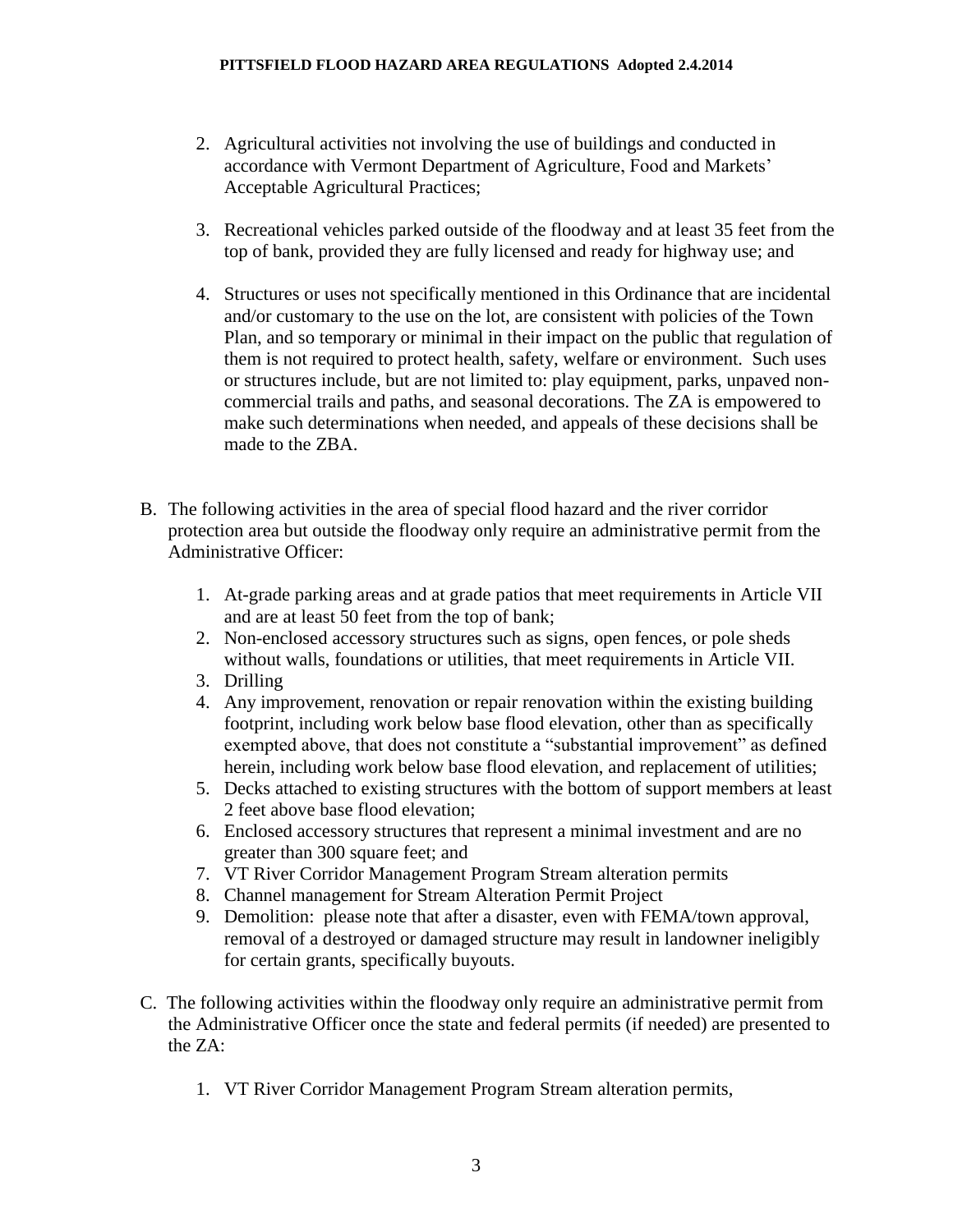2. Agricultural activities not involving the use of buildings and conducted in accordance with Vermont Department of Agriculture, Food and Markets' Acceptable Agricultural Practices;

3. Recreational vehicles parked outside of the floodway and at least 35 feet from the top of bank, provided they are fully licensed and ready for highway use; and

4. Structures or uses not specifically mentioned in this Ordinance that are incidental and/or customary to the use on the lot, are consistent with policies of the Town Plan, and so temporary or minimal in their impact on the public that regulation of them is not required to protect health, safety, welfare or environment. Such uses or structures include, but are not limited to: play equipment, parks, unpaved non-commercial trails and paths, and seasonal decorations. The ZA is empowered to make such determinations when needed, and appeals of these decisions shall be made to the ZBA.

B. The following activities in the area of special flood hazard and the river corridor protection area but outside the floodway only require an administrative permit from the Administrative Officer:

   1. At-grade parking areas and at grade patios that meet requirements in Article VII and are at least 50 feet from the top of bank;
   2. Non-enclosed accessory structures such as signs, open fences, or pole sheds without walls, foundations or utilities, that meet requirements in Article VII.
   3. Drilling
   4. Any improvement, renovation or repair renovation within the existing building footprint, including work below base flood elevation, other than as specifically exempted above, that does not constitute a "substantial improvement" as defined herein, including work below base flood elevation, and replacement of utilities;
   5. Decks attached to existing structures with the bottom of support members at least 2 feet above base flood elevation;
   6. Enclosed accessory structures that represent a minimal investment and are no greater than 300 square feet; and
   7. VT River Corridor Management Program Stream alteration permits
   8. Channel management for Stream Alteration Permit Project
   9. Demolition: please note that after a disaster, even with FEMA/town approval, removal of a destroyed or damaged structure may result in landowner ineligibly for certain grants, specifically buyouts.

C. The following activities within the floodway only require an administrative permit from the Administrative Officer once the state and federal permits (if needed) are presented to the ZA:

   1. VT River Corridor Management Program Stream alteration permits,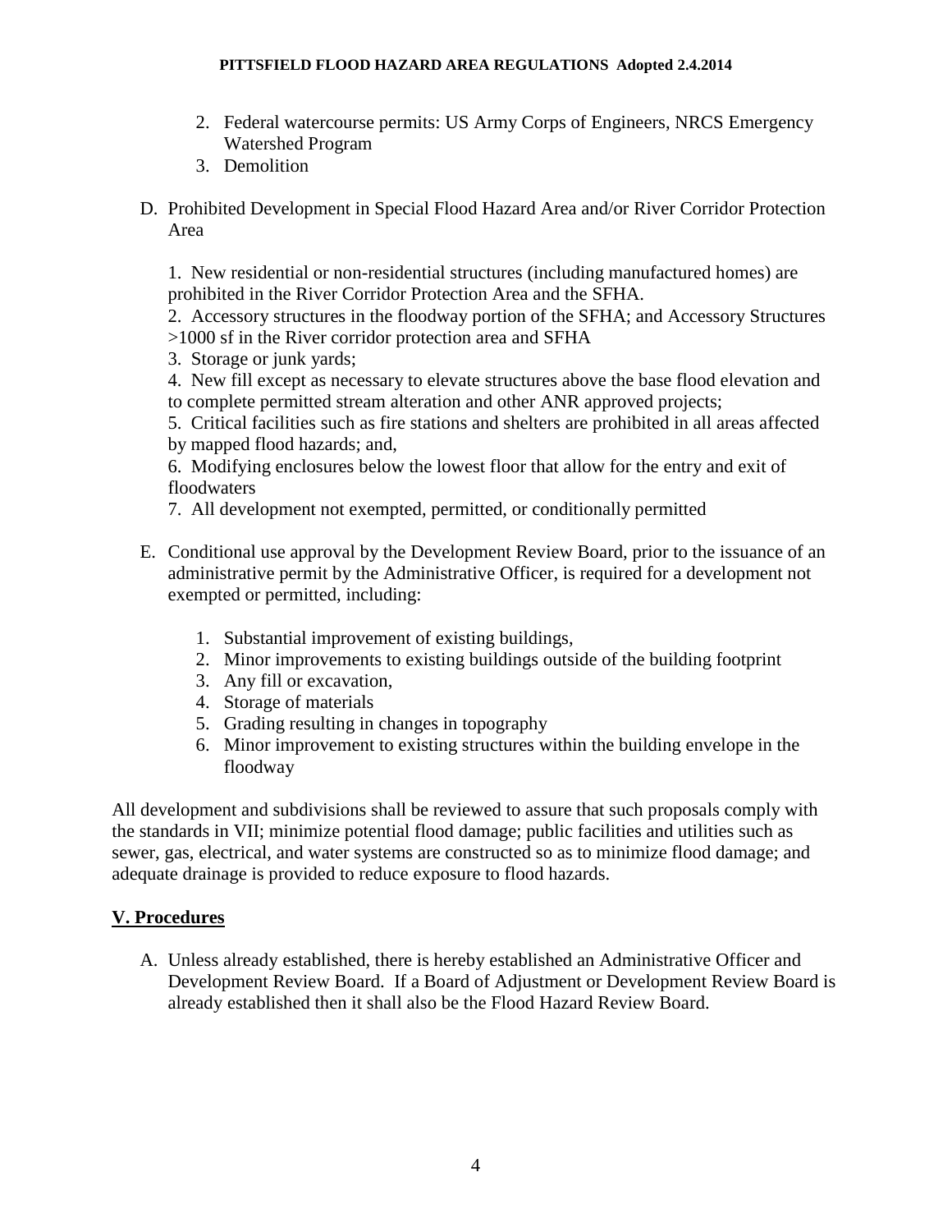2. Federal watercourse permits: US Army Corps of Engineers, NRCS Emergency Watershed Program
3. Demolition

D. Prohibited Development in Special Flood Hazard Area and/or River Corridor Protection Area

1. New residential or non-residential structures (including manufactured homes) are prohibited in the River Corridor Protection Area and the SFHA.
2. Accessory structures in the floodway portion of the SFHA; and Accessory Structures >1000 sf in the River corridor protection area and SFHA
3. Storage or junk yards;
4. New fill except as necessary to elevate structures above the base flood elevation and to complete permitted stream alteration and other ANR approved projects;
5. Critical facilities such as fire stations and shelters are prohibited in all areas affected by mapped flood hazards; and,
6. Modifying enclosures below the lowest floor that allow for the entry and exit of floodwaters
7. All development not exempted, permitted, or conditionally permitted

E. Conditional use approval by the Development Review Board, prior to the issuance of an administrative permit by the Administrative Officer, is required for a development not exempted or permitted, including:

1. Substantial improvement of existing buildings,
2. Minor improvements to existing buildings outside of the building footprint
3. Any fill or excavation,
4. Storage of materials
5. Grading resulting in changes in topography
6. Minor improvement to existing structures within the building envelope in the floodway

All development and subdivisions shall be reviewed to assure that such proposals comply with the standards in VII; minimize potential flood damage; public facilities and utilities such as sewer, gas, electrical, and water systems are constructed so as to minimize flood damage; and adequate drainage is provided to reduce exposure to flood hazards.

## V. Procedures

A. Unless already established, there is hereby established an Administrative Officer and Development Review Board. If a Board of Adjustment or Development Review Board is already established then it shall also be the Flood Hazard Review Board.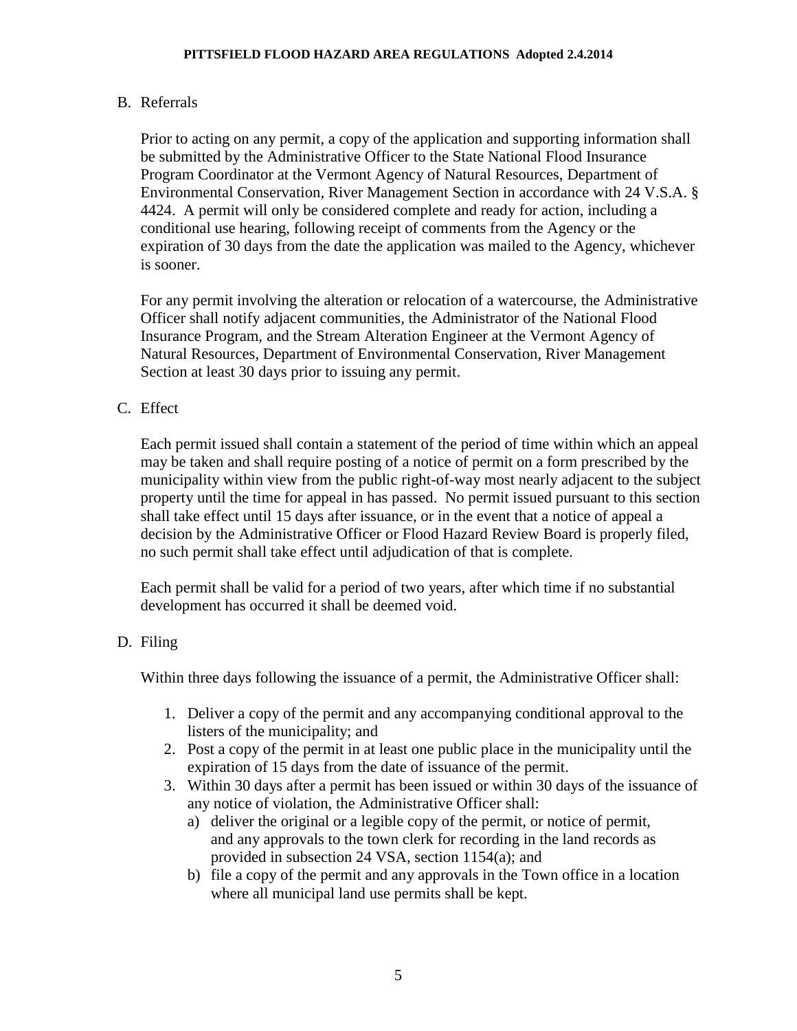B. Referrals

Prior to acting on any permit, a copy of the application and supporting information shall be submitted by the Administrative Officer to the State National Flood Insurance Program Coordinator at the Vermont Agency of Natural Resources, Department of Environmental Conservation, River Management Section in accordance with 24 V.S.A. § 4424. A permit will only be considered complete and ready for action, including a conditional use hearing, following receipt of comments from the Agency or the expiration of 30 days from the date the application was mailed to the Agency, whichever is sooner.

For any permit involving the alteration or relocation of a watercourse, the Administrative Officer shall notify adjacent communities, the Administrator of the National Flood Insurance Program, and the Stream Alteration Engineer at the Vermont Agency of Natural Resources, Department of Environmental Conservation, River Management Section at least 30 days prior to issuing any permit.

C. Effect

Each permit issued shall contain a statement of the period of time within which an appeal may be taken and shall require posting of a notice of permit on a form prescribed by the municipality within view from the public right-of-way most nearly adjacent to the subject property until the time for appeal in has passed. No permit issued pursuant to this section shall take effect until 15 days after issuance, or in the event that a notice of appeal a decision by the Administrative Officer or Flood Hazard Review Board is properly filed, no such permit shall take effect until adjudication of that is complete.

Each permit shall be valid for a period of two years, after which time if no substantial development has occurred it shall be deemed void.

D. Filing

Within three days following the issuance of a permit, the Administrative Officer shall:

1. Deliver a copy of the permit and any accompanying conditional approval to the listers of the municipality; and
2. Post a copy of the permit in at least one public place in the municipality until the expiration of 15 days from the date of issuance of the permit.
3. Within 30 days after a permit has been issued or within 30 days of the issuance of any notice of violation, the Administrative Officer shall:
   a) deliver the original or a legible copy of the permit, or notice of permit, and any approvals to the town clerk for recording in the land records as provided in subsection 24 VSA, section 1154(a); and
   b) file a copy of the permit and any approvals in the Town office in a location where all municipal land use permits shall be kept.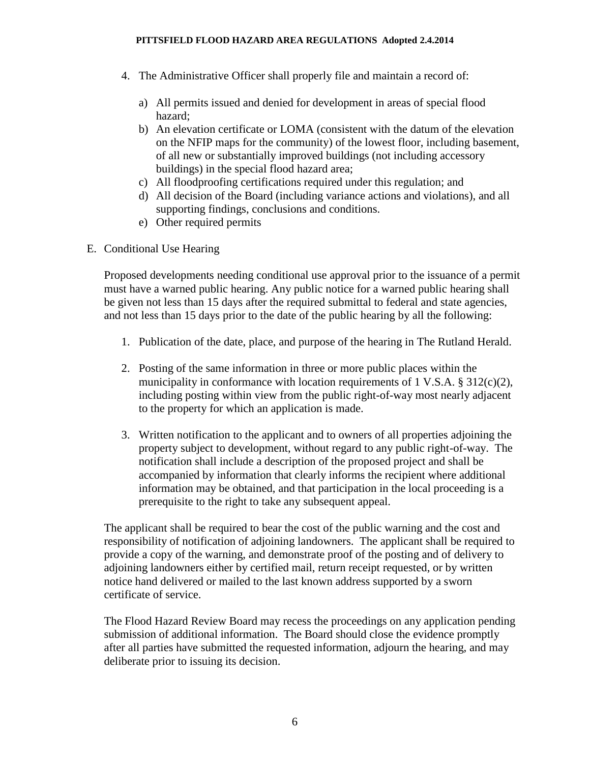4. The Administrative Officer shall properly file and maintain a record of:

   a) All permits issued and denied for development in areas of special flood hazard;
   b) An elevation certificate or LOMA (consistent with the datum of the elevation on the NFIP maps for the community) of the lowest floor, including basement, of all new or substantially improved buildings (not including accessory buildings) in the special flood hazard area;
   c) All floodproofing certifications required under this regulation; and
   d) All decision of the Board (including variance actions and violations), and all supporting findings, conclusions and conditions.
   e) Other required permits

E. Conditional Use Hearing

Proposed developments needing conditional use approval prior to the issuance of a permit must have a warned public hearing. Any public notice for a warned public hearing shall be given not less than 15 days after the required submittal to federal and state agencies, and not less than 15 days prior to the date of the public hearing by all the following:

1. Publication of the date, place, and purpose of the hearing in The Rutland Herald.

2. Posting of the same information in three or more public places within the municipality in conformance with location requirements of 1 V.S.A. § 312(c)(2), including posting within view from the public right-of-way most nearly adjacent to the property for which an application is made.

3. Written notification to the applicant and to owners of all properties adjoining the property subject to development, without regard to any public right-of-way. The notification shall include a description of the proposed project and shall be accompanied by information that clearly informs the recipient where additional information may be obtained, and that participation in the local proceeding is a prerequisite to the right to take any subsequent appeal.

The applicant shall be required to bear the cost of the public warning and the cost and responsibility of notification of adjoining landowners. The applicant shall be required to provide a copy of the warning, and demonstrate proof of the posting and of delivery to adjoining landowners either by certified mail, return receipt requested, or by written notice hand delivered or mailed to the last known address supported by a sworn certificate of service.

The Flood Hazard Review Board may recess the proceedings on any application pending submission of additional information. The Board should close the evidence promptly after all parties have submitted the requested information, adjourn the hearing, and may deliberate prior to issuing its decision.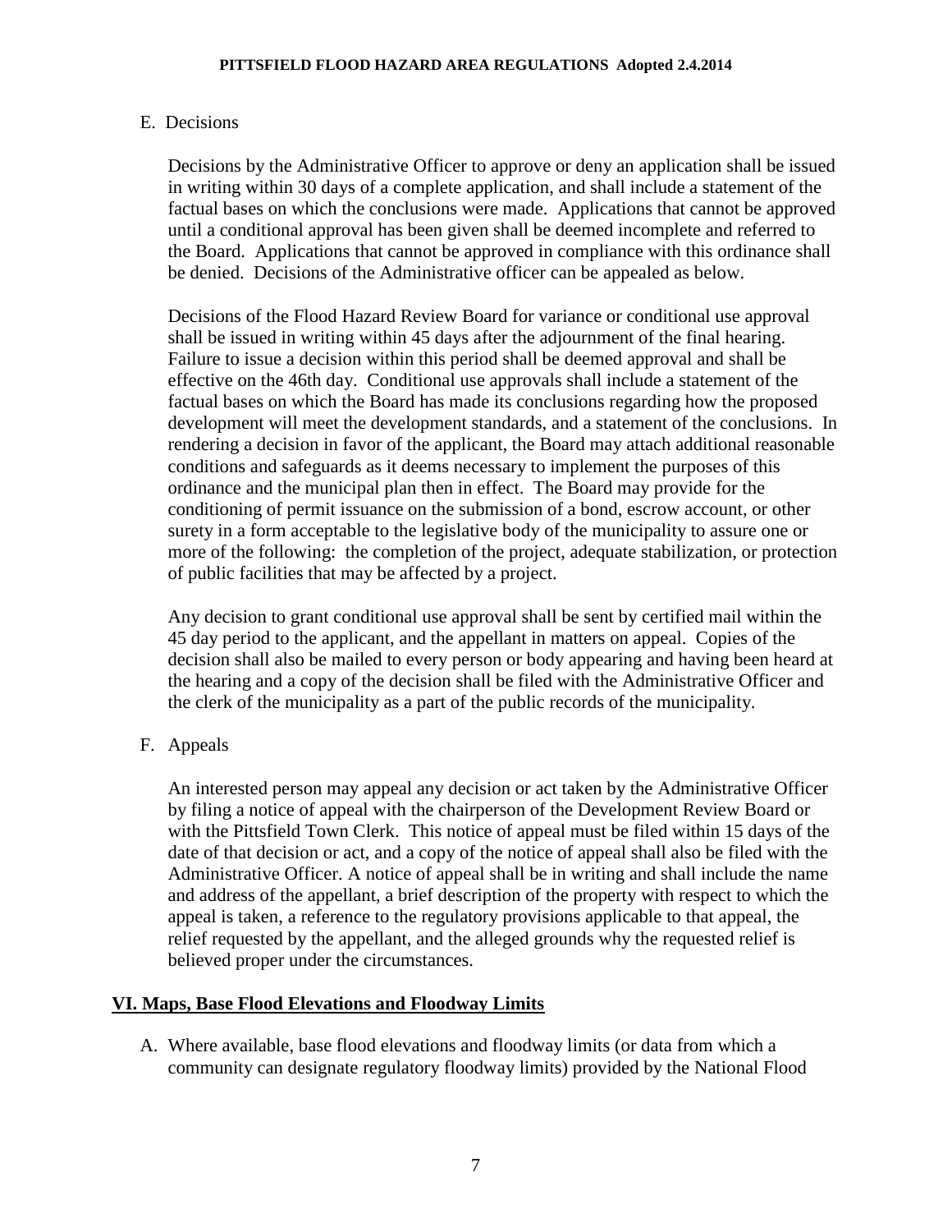E. Decisions

Decisions by the Administrative Officer to approve or deny an application shall be issued in writing within 30 days of a complete application, and shall include a statement of the factual bases on which the conclusions were made. Applications that cannot be approved until a conditional approval has been given shall be deemed incomplete and referred to the Board. Applications that cannot be approved in compliance with this ordinance shall be denied. Decisions of the Administrative officer can be appealed as below.

Decisions of the Flood Hazard Review Board for variance or conditional use approval shall be issued in writing within 45 days after the adjournment of the final hearing. Failure to issue a decision within this period shall be deemed approval and shall be effective on the 46th day. Conditional use approvals shall include a statement of the factual bases on which the Board has made its conclusions regarding how the proposed development will meet the development standards, and a statement of the conclusions. In rendering a decision in favor of the applicant, the Board may attach additional reasonable conditions and safeguards as it deems necessary to implement the purposes of this ordinance and the municipal plan then in effect. The Board may provide for the conditioning of permit issuance on the submission of a bond, escrow account, or other surety in a form acceptable to the legislative body of the municipality to assure one or more of the following: the completion of the project, adequate stabilization, or protection of public facilities that may be affected by a project.

Any decision to grant conditional use approval shall be sent by certified mail within the 45 day period to the applicant, and the appellant in matters on appeal. Copies of the decision shall also be mailed to every person or body appearing and having been heard at the hearing and a copy of the decision shall be filed with the Administrative Officer and the clerk of the municipality as a part of the public records of the municipality.

F. Appeals

An interested person may appeal any decision or act taken by the Administrative Officer by filing a notice of appeal with the chairperson of the Development Review Board or with the Pittsfield Town Clerk. This notice of appeal must be filed within 15 days of the date of that decision or act, and a copy of the notice of appeal shall also be filed with the Administrative Officer. A notice of appeal shall be in writing and shall include the name and address of the appellant, a brief description of the property with respect to which the appeal is taken, a reference to the regulatory provisions applicable to that appeal, the relief requested by the appellant, and the alleged grounds why the requested relief is believed proper under the circumstances.

## VI. Maps, Base Flood Elevations and Floodway Limits

A. Where available, base flood elevations and floodway limits (or data from which a community can designate regulatory floodway limits) provided by the National Flood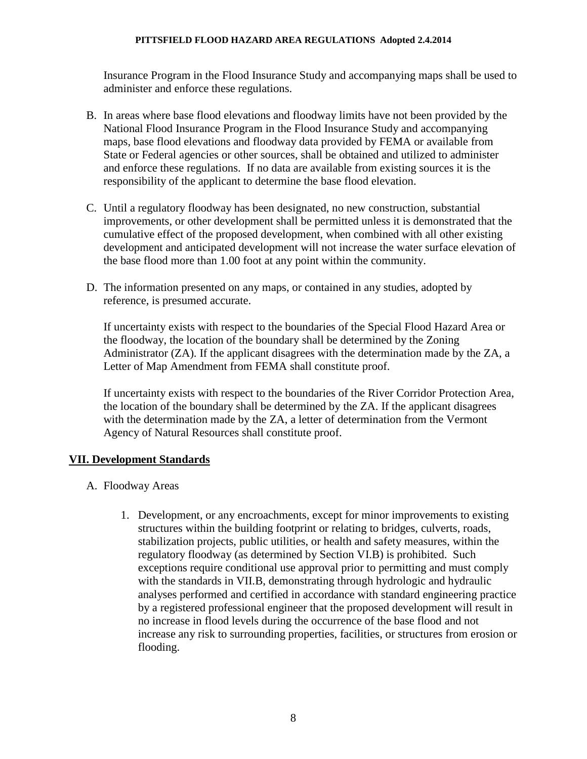Insurance Program in the Flood Insurance Study and accompanying maps shall be used to administer and enforce these regulations.

B. In areas where base flood elevations and floodway limits have not been provided by the National Flood Insurance Program in the Flood Insurance Study and accompanying maps, base flood elevations and floodway data provided by FEMA or available from State or Federal agencies or other sources, shall be obtained and utilized to administer and enforce these regulations. If no data are available from existing sources it is the responsibility of the applicant to determine the base flood elevation.

C. Until a regulatory floodway has been designated, no new construction, substantial improvements, or other development shall be permitted unless it is demonstrated that the cumulative effect of the proposed development, when combined with all other existing development and anticipated development will not increase the water surface elevation of the base flood more than 1.00 foot at any point within the community.

D. The information presented on any maps, or contained in any studies, adopted by reference, is presumed accurate.

   If uncertainty exists with respect to the boundaries of the Special Flood Hazard Area or the floodway, the location of the boundary shall be determined by the Zoning Administrator (ZA). If the applicant disagrees with the determination made by the ZA, a Letter of Map Amendment from FEMA shall constitute proof.

   If uncertainty exists with respect to the boundaries of the River Corridor Protection Area, the location of the boundary shall be determined by the ZA. If the applicant disagrees with the determination made by the ZA, a letter of determination from the Vermont Agency of Natural Resources shall constitute proof.

## VII. Development Standards

A. Floodway Areas

   1. Development, or any encroachments, except for minor improvements to existing structures within the building footprint or relating to bridges, culverts, roads, stabilization projects, public utilities, or health and safety measures, within the regulatory floodway (as determined by Section VI.B) is prohibited. Such exceptions require conditional use approval prior to permitting and must comply with the standards in VII.B, demonstrating through hydrologic and hydraulic analyses performed and certified in accordance with standard engineering practice by a registered professional engineer that the proposed development will result in no increase in flood levels during the occurrence of the base flood and not increase any risk to surrounding properties, facilities, or structures from erosion or flooding.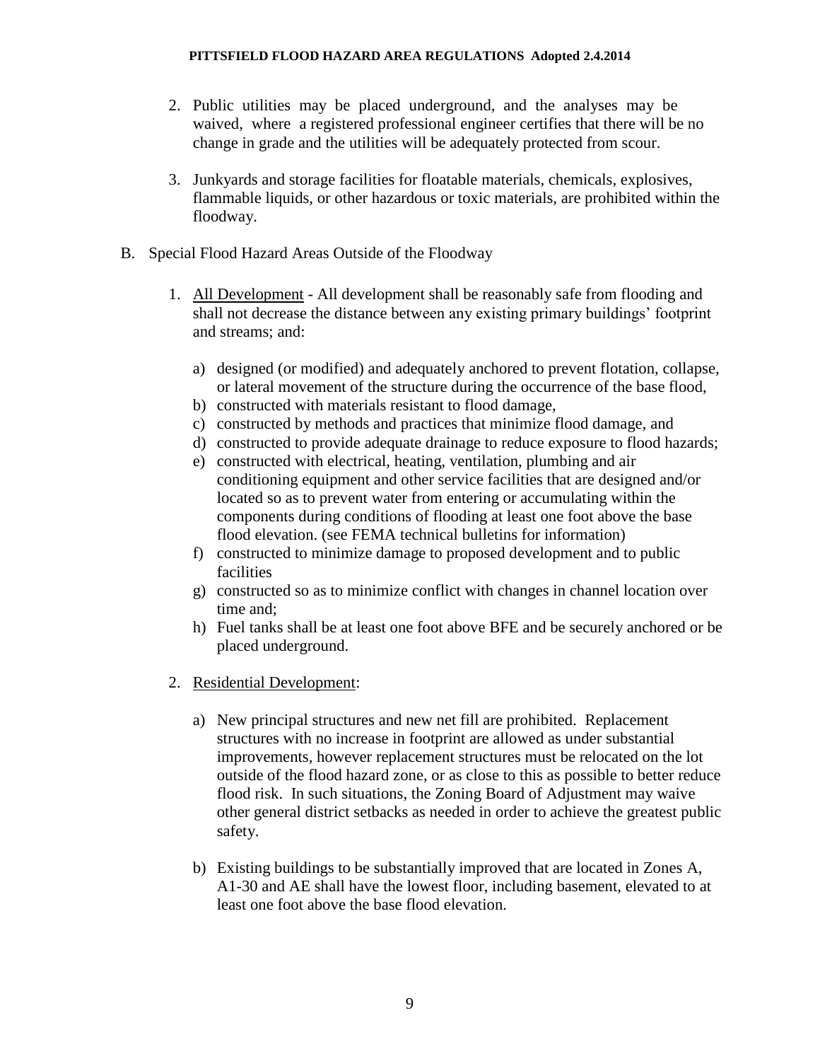2. Public utilities may be placed underground, and the analyses may be waived, where a registered professional engineer certifies that there will be no change in grade and the utilities will be adequately protected from scour.

3. Junkyards and storage facilities for floatable materials, chemicals, explosives, flammable liquids, or other hazardous or toxic materials, are prohibited within the floodway.

B. Special Flood Hazard Areas Outside of the Floodway

1. All Development - All development shall be reasonably safe from flooding and shall not decrease the distance between any existing primary buildings' footprint and streams; and:

   a) designed (or modified) and adequately anchored to prevent flotation, collapse, or lateral movement of the structure during the occurrence of the base flood,
   b) constructed with materials resistant to flood damage,
   c) constructed by methods and practices that minimize flood damage, and
   d) constructed to provide adequate drainage to reduce exposure to flood hazards;
   e) constructed with electrical, heating, ventilation, plumbing and air conditioning equipment and other service facilities that are designed and/or located so as to prevent water from entering or accumulating within the components during conditions of flooding at least one foot above the base flood elevation. (see FEMA technical bulletins for information)
   f) constructed to minimize damage to proposed development and to public facilities
   g) constructed so as to minimize conflict with changes in channel location over time and;
   h) Fuel tanks shall be at least one foot above BFE and be securely anchored or be placed underground.

2. Residential Development:

   a) New principal structures and new net fill are prohibited. Replacement structures with no increase in footprint are allowed as under substantial improvements, however replacement structures must be relocated on the lot outside of the flood hazard zone, or as close to this as possible to better reduce flood risk. In such situations, the Zoning Board of Adjustment may waive other general district setbacks as needed in order to achieve the greatest public safety.

   b) Existing buildings to be substantially improved that are located in Zones A, A1-30 and AE shall have the lowest floor, including basement, elevated to at least one foot above the base flood elevation.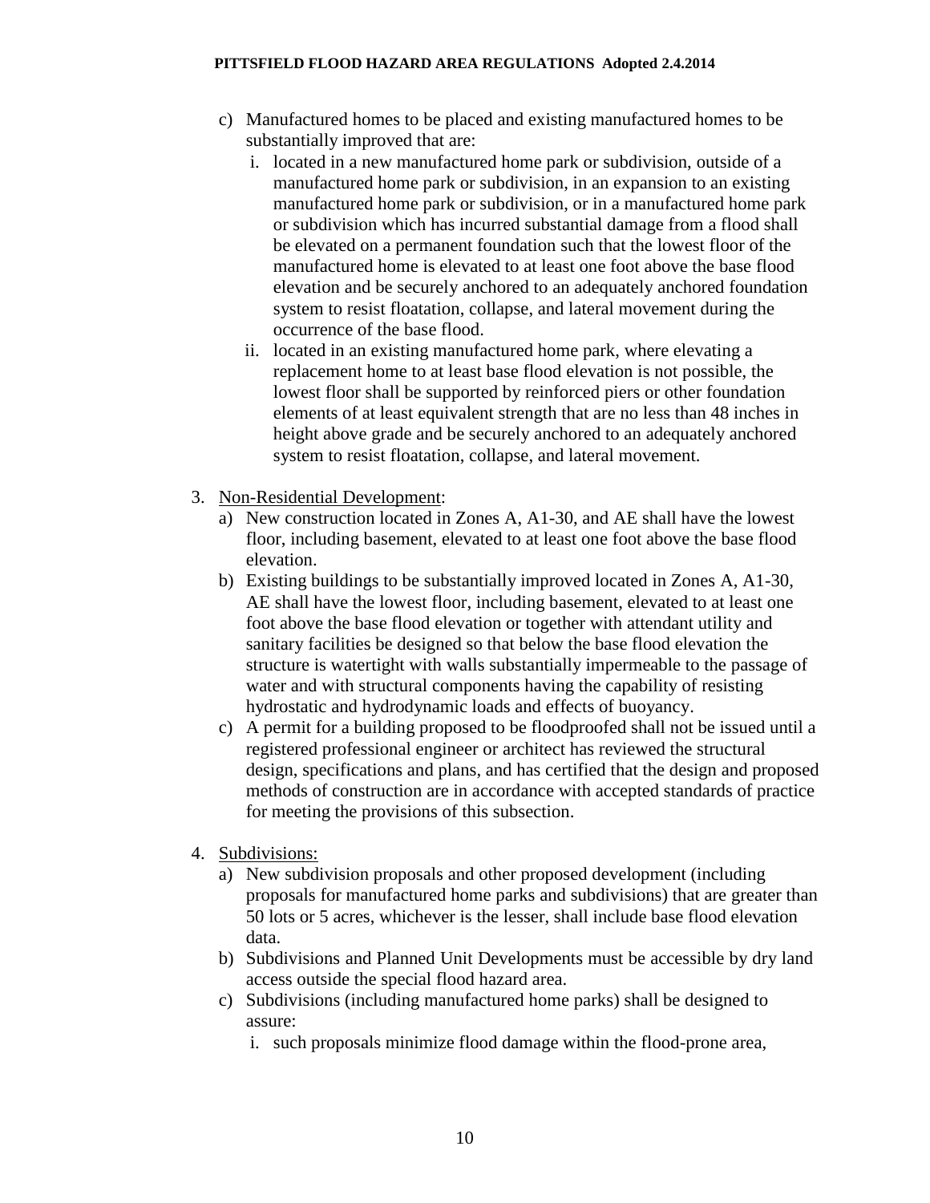c) Manufactured homes to be placed and existing manufactured homes to be substantially improved that are:
   i. located in a new manufactured home park or subdivision, outside of a manufactured home park or subdivision, in an expansion to an existing manufactured home park or subdivision, or in a manufactured home park or subdivision which has incurred substantial damage from a flood shall be elevated on a permanent foundation such that the lowest floor of the manufactured home is elevated to at least one foot above the base flood elevation and be securely anchored to an adequately anchored foundation system to resist floatation, collapse, and lateral movement during the occurrence of the base flood.
   ii. located in an existing manufactured home park, where elevating a replacement home to at least base flood elevation is not possible, the lowest floor shall be supported by reinforced piers or other foundation elements of at least equivalent strength that are no less than 48 inches in height above grade and be securely anchored to an adequately anchored system to resist floatation, collapse, and lateral movement.

3. <u>Non-Residential Development</u>:
   a) New construction located in Zones A, A1-30, and AE shall have the lowest floor, including basement, elevated to at least one foot above the base flood elevation.
   b) Existing buildings to be substantially improved located in Zones A, A1-30, AE shall have the lowest floor, including basement, elevated to at least one foot above the base flood elevation or together with attendant utility and sanitary facilities be designed so that below the base flood elevation the structure is watertight with walls substantially impermeable to the passage of water and with structural components having the capability of resisting hydrostatic and hydrodynamic loads and effects of buoyancy.
   c) A permit for a building proposed to be floodproofed shall not be issued until a registered professional engineer or architect has reviewed the structural design, specifications and plans, and has certified that the design and proposed methods of construction are in accordance with accepted standards of practice for meeting the provisions of this subsection.

4. <u>Subdivisions:</u>
   a) New subdivision proposals and other proposed development (including proposals for manufactured home parks and subdivisions) that are greater than 50 lots or 5 acres, whichever is the lesser, shall include base flood elevation data.
   b) Subdivisions and Planned Unit Developments must be accessible by dry land access outside the special flood hazard area.
   c) Subdivisions (including manufactured home parks) shall be designed to assure:
      i. such proposals minimize flood damage within the flood-prone area,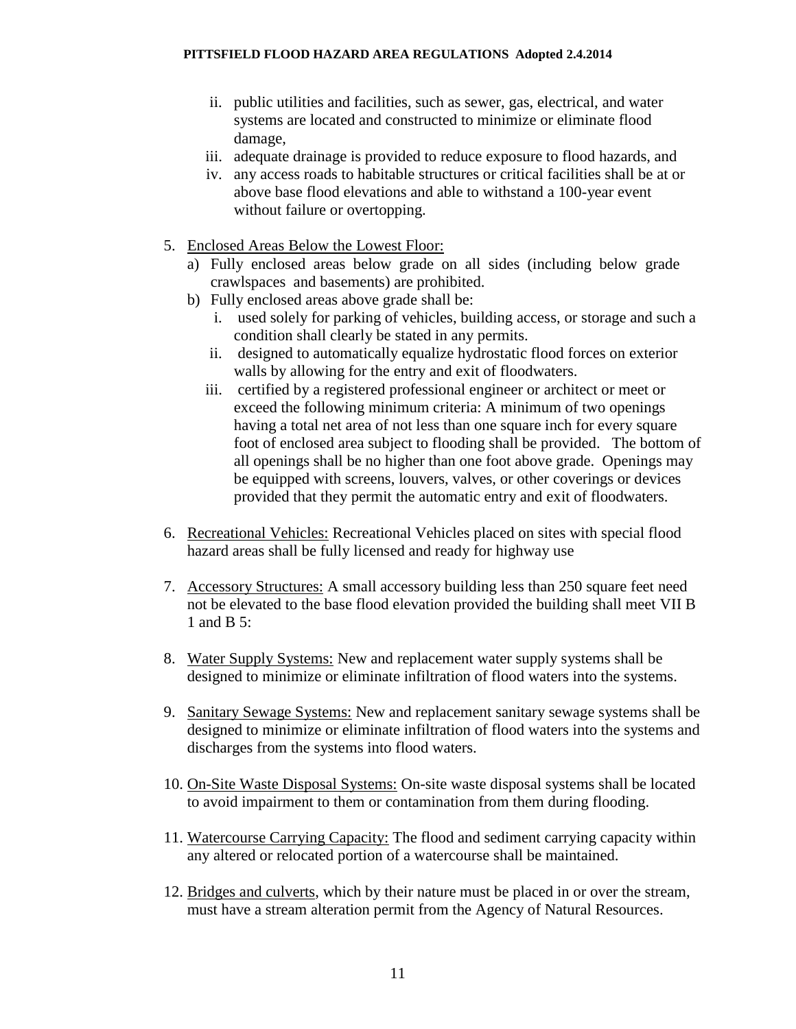ii. public utilities and facilities, such as sewer, gas, electrical, and water systems are located and constructed to minimize or eliminate flood damage,

iii. adequate drainage is provided to reduce exposure to flood hazards, and

iv. any access roads to habitable structures or critical facilities shall be at or above base flood elevations and able to withstand a 100-year event without failure or overtopping.

5. Enclosed Areas Below the Lowest Floor:
   a) Fully enclosed areas below grade on all sides (including below grade crawlspaces and basements) are prohibited.
   b) Fully enclosed areas above grade shall be:
      i. used solely for parking of vehicles, building access, or storage and such a condition shall clearly be stated in any permits.
      ii. designed to automatically equalize hydrostatic flood forces on exterior walls by allowing for the entry and exit of floodwaters.
      iii. certified by a registered professional engineer or architect or meet or exceed the following minimum criteria: A minimum of two openings having a total net area of not less than one square inch for every square foot of enclosed area subject to flooding shall be provided. The bottom of all openings shall be no higher than one foot above grade. Openings may be equipped with screens, louvers, valves, or other coverings or devices provided that they permit the automatic entry and exit of floodwaters.

6. Recreational Vehicles: Recreational Vehicles placed on sites with special flood hazard areas shall be fully licensed and ready for highway use

7. Accessory Structures: A small accessory building less than 250 square feet need not be elevated to the base flood elevation provided the building shall meet VII B 1 and B 5:

8. Water Supply Systems: New and replacement water supply systems shall be designed to minimize or eliminate infiltration of flood waters into the systems.

9. Sanitary Sewage Systems: New and replacement sanitary sewage systems shall be designed to minimize or eliminate infiltration of flood waters into the systems and discharges from the systems into flood waters.

10. On-Site Waste Disposal Systems: On-site waste disposal systems shall be located to avoid impairment to them or contamination from them during flooding.

11. Watercourse Carrying Capacity: The flood and sediment carrying capacity within any altered or relocated portion of a watercourse shall be maintained.

12. Bridges and culverts, which by their nature must be placed in or over the stream, must have a stream alteration permit from the Agency of Natural Resources.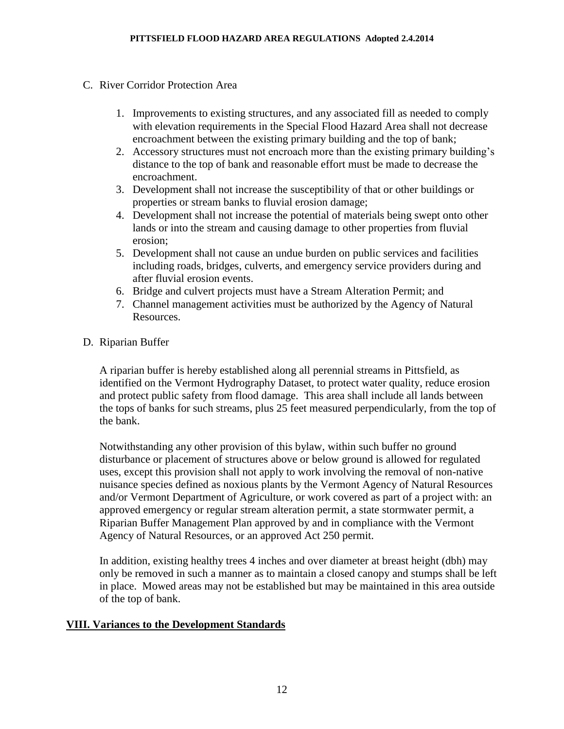C. River Corridor Protection Area

1. Improvements to existing structures, and any associated fill as needed to comply with elevation requirements in the Special Flood Hazard Area shall not decrease encroachment between the existing primary building and the top of bank;
2. Accessory structures must not encroach more than the existing primary building's distance to the top of bank and reasonable effort must be made to decrease the encroachment.
3. Development shall not increase the susceptibility of that or other buildings or properties or stream banks to fluvial erosion damage;
4. Development shall not increase the potential of materials being swept onto other lands or into the stream and causing damage to other properties from fluvial erosion;
5. Development shall not cause an undue burden on public services and facilities including roads, bridges, culverts, and emergency service providers during and after fluvial erosion events.
6. Bridge and culvert projects must have a Stream Alteration Permit; and
7. Channel management activities must be authorized by the Agency of Natural Resources.

D. Riparian Buffer

A riparian buffer is hereby established along all perennial streams in Pittsfield, as identified on the Vermont Hydrography Dataset, to protect water quality, reduce erosion and protect public safety from flood damage. This area shall include all lands between the tops of banks for such streams, plus 25 feet measured perpendicularly, from the top of the bank.

Notwithstanding any other provision of this bylaw, within such buffer no ground disturbance or placement of structures above or below ground is allowed for regulated uses, except this provision shall not apply to work involving the removal of non-native nuisance species defined as noxious plants by the Vermont Agency of Natural Resources and/or Vermont Department of Agriculture, or work covered as part of a project with: an approved emergency or regular stream alteration permit, a state stormwater permit, a Riparian Buffer Management Plan approved by and in compliance with the Vermont Agency of Natural Resources, or an approved Act 250 permit.

In addition, existing healthy trees 4 inches and over diameter at breast height (dbh) may only be removed in such a manner as to maintain a closed canopy and stumps shall be left in place. Mowed areas may not be established but may be maintained in this area outside of the top of bank.

## VIII. Variances to the Development Standards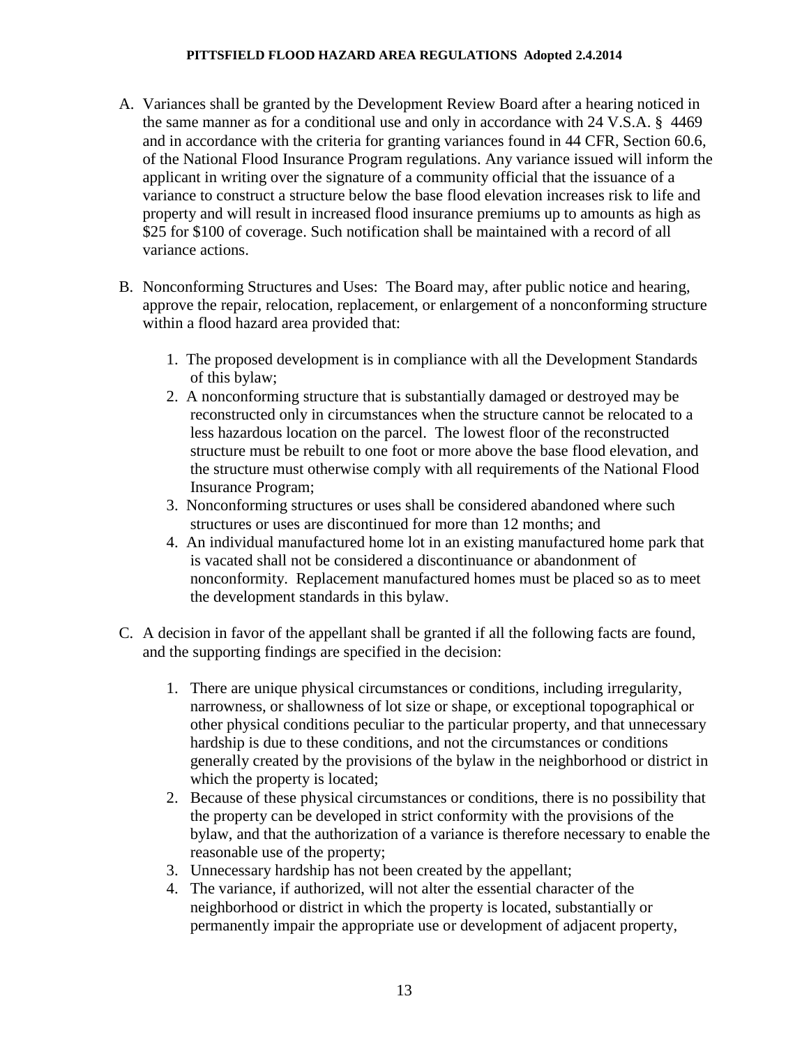A. Variances shall be granted by the Development Review Board after a hearing noticed in the same manner as for a conditional use and only in accordance with 24 V.S.A. § 4469 and in accordance with the criteria for granting variances found in 44 CFR, Section 60.6, of the National Flood Insurance Program regulations. Any variance issued will inform the applicant in writing over the signature of a community official that the issuance of a variance to construct a structure below the base flood elevation increases risk to life and property and will result in increased flood insurance premiums up to amounts as high as $25 for $100 of coverage. Such notification shall be maintained with a record of all variance actions.

B. Nonconforming Structures and Uses: The Board may, after public notice and hearing, approve the repair, relocation, replacement, or enlargement of a nonconforming structure within a flood hazard area provided that:

   1. The proposed development is in compliance with all the Development Standards of this bylaw;
   2. A nonconforming structure that is substantially damaged or destroyed may be reconstructed only in circumstances when the structure cannot be relocated to a less hazardous location on the parcel. The lowest floor of the reconstructed structure must be rebuilt to one foot or more above the base flood elevation, and the structure must otherwise comply with all requirements of the National Flood Insurance Program;
   3. Nonconforming structures or uses shall be considered abandoned where such structures or uses are discontinued for more than 12 months; and
   4. An individual manufactured home lot in an existing manufactured home park that is vacated shall not be considered a discontinuance or abandonment of nonconformity. Replacement manufactured homes must be placed so as to meet the development standards in this bylaw.

C. A decision in favor of the appellant shall be granted if all the following facts are found, and the supporting findings are specified in the decision:

   1. There are unique physical circumstances or conditions, including irregularity, narrowness, or shallowness of lot size or shape, or exceptional topographical or other physical conditions peculiar to the particular property, and that unnecessary hardship is due to these conditions, and not the circumstances or conditions generally created by the provisions of the bylaw in the neighborhood or district in which the property is located;
   2. Because of these physical circumstances or conditions, there is no possibility that the property can be developed in strict conformity with the provisions of the bylaw, and that the authorization of a variance is therefore necessary to enable the reasonable use of the property;
   3. Unnecessary hardship has not been created by the appellant;
   4. The variance, if authorized, will not alter the essential character of the neighborhood or district in which the property is located, substantially or permanently impair the appropriate use or development of adjacent property,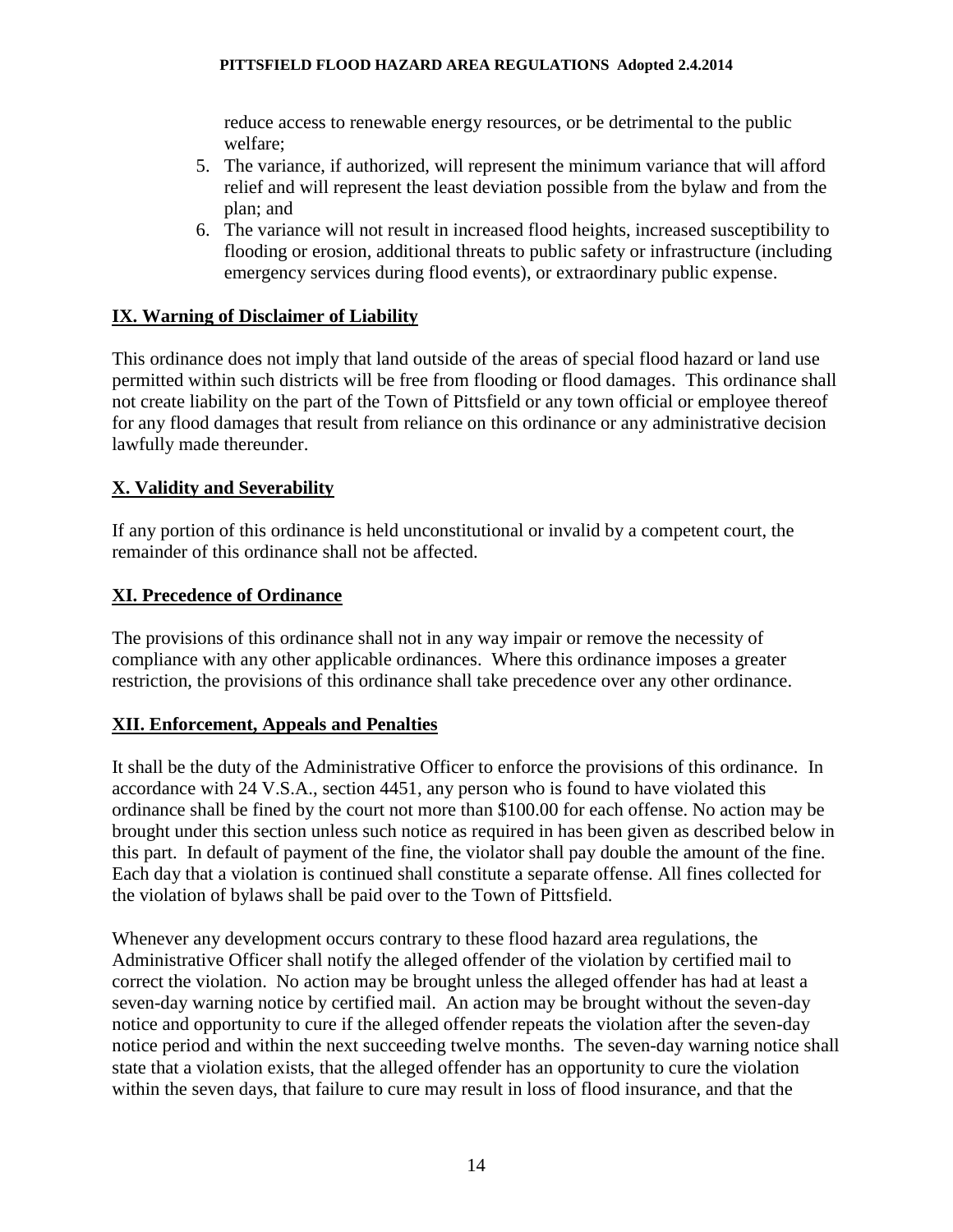reduce access to renewable energy resources, or be detrimental to the public welfare;

5. The variance, if authorized, will represent the minimum variance that will afford relief and will represent the least deviation possible from the bylaw and from the plan; and
6. The variance will not result in increased flood heights, increased susceptibility to flooding or erosion, additional threats to public safety or infrastructure (including emergency services during flood events), or extraordinary public expense.

## IX. Warning of Disclaimer of Liability

This ordinance does not imply that land outside of the areas of special flood hazard or land use permitted within such districts will be free from flooding or flood damages. This ordinance shall not create liability on the part of the Town of Pittsfield or any town official or employee thereof for any flood damages that result from reliance on this ordinance or any administrative decision lawfully made thereunder.

## X. Validity and Severability

If any portion of this ordinance is held unconstitutional or invalid by a competent court, the remainder of this ordinance shall not be affected.

## XI. Precedence of Ordinance

The provisions of this ordinance shall not in any way impair or remove the necessity of compliance with any other applicable ordinances. Where this ordinance imposes a greater restriction, the provisions of this ordinance shall take precedence over any other ordinance.

## XII. Enforcement, Appeals and Penalties

It shall be the duty of the Administrative Officer to enforce the provisions of this ordinance. In accordance with 24 V.S.A., section 4451, any person who is found to have violated this ordinance shall be fined by the court not more than $100.00 for each offense. No action may be brought under this section unless such notice as required in has been given as described below in this part. In default of payment of the fine, the violator shall pay double the amount of the fine. Each day that a violation is continued shall constitute a separate offense. All fines collected for the violation of bylaws shall be paid over to the Town of Pittsfield.

Whenever any development occurs contrary to these flood hazard area regulations, the Administrative Officer shall notify the alleged offender of the violation by certified mail to correct the violation. No action may be brought unless the alleged offender has had at least a seven-day warning notice by certified mail. An action may be brought without the seven-day notice and opportunity to cure if the alleged offender repeats the violation after the seven-day notice period and within the next succeeding twelve months. The seven-day warning notice shall state that a violation exists, that the alleged offender has an opportunity to cure the violation within the seven days, that failure to cure may result in loss of flood insurance, and that the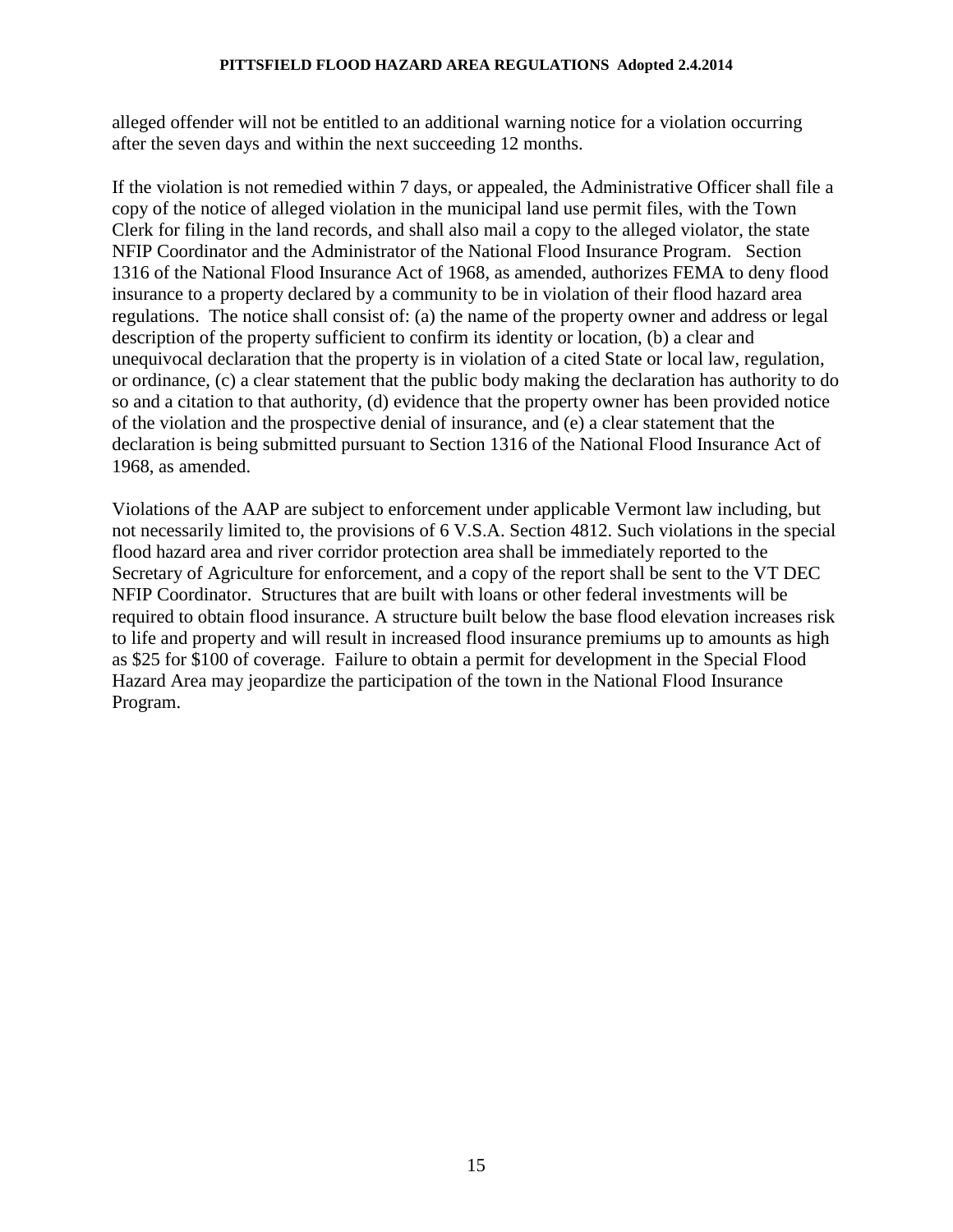alleged offender will not be entitled to an additional warning notice for a violation occurring after the seven days and within the next succeeding 12 months.

If the violation is not remedied within 7 days, or appealed, the Administrative Officer shall file a copy of the notice of alleged violation in the municipal land use permit files, with the Town Clerk for filing in the land records, and shall also mail a copy to the alleged violator, the state NFIP Coordinator and the Administrator of the National Flood Insurance Program. Section 1316 of the National Flood Insurance Act of 1968, as amended, authorizes FEMA to deny flood insurance to a property declared by a community to be in violation of their flood hazard area regulations. The notice shall consist of: (a) the name of the property owner and address or legal description of the property sufficient to confirm its identity or location, (b) a clear and unequivocal declaration that the property is in violation of a cited State or local law, regulation, or ordinance, (c) a clear statement that the public body making the declaration has authority to do so and a citation to that authority, (d) evidence that the property owner has been provided notice of the violation and the prospective denial of insurance, and (e) a clear statement that the declaration is being submitted pursuant to Section 1316 of the National Flood Insurance Act of 1968, as amended.

Violations of the AAP are subject to enforcement under applicable Vermont law including, but not necessarily limited to, the provisions of 6 V.S.A. Section 4812. Such violations in the special flood hazard area and river corridor protection area shall be immediately reported to the Secretary of Agriculture for enforcement, and a copy of the report shall be sent to the VT DEC NFIP Coordinator. Structures that are built with loans or other federal investments will be required to obtain flood insurance. A structure built below the base flood elevation increases risk to life and property and will result in increased flood insurance premiums up to amounts as high as $25 for $100 of coverage. Failure to obtain a permit for development in the Special Flood Hazard Area may jeopardize the participation of the town in the National Flood Insurance Program.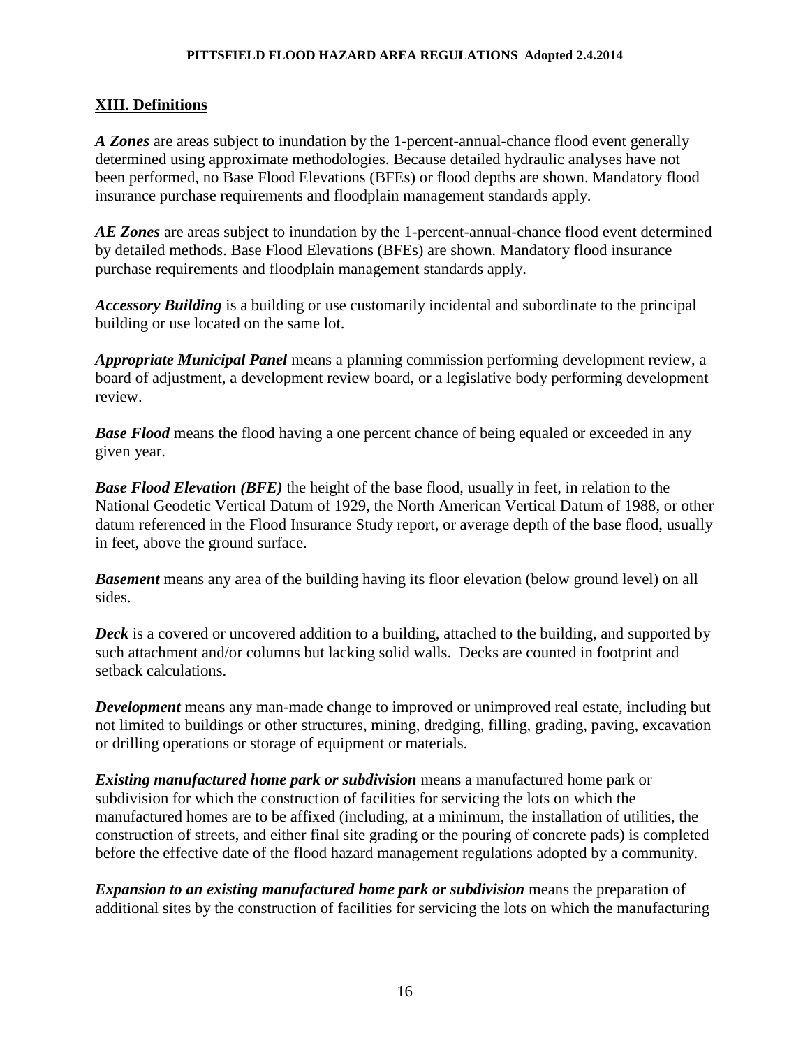## XIII. Definitions

***A Zones*** are areas subject to inundation by the 1-percent-annual-chance flood event generally determined using approximate methodologies. Because detailed hydraulic analyses have not been performed, no Base Flood Elevations (BFEs) or flood depths are shown. Mandatory flood insurance purchase requirements and floodplain management standards apply.

***AE Zones*** are areas subject to inundation by the 1-percent-annual-chance flood event determined by detailed methods. Base Flood Elevations (BFEs) are shown. Mandatory flood insurance purchase requirements and floodplain management standards apply.

***Accessory Building*** is a building or use customarily incidental and subordinate to the principal building or use located on the same lot.

***Appropriate Municipal Panel*** means a planning commission performing development review, a board of adjustment, a development review board, or a legislative body performing development review.

***Base Flood*** means the flood having a one percent chance of being equaled or exceeded in any given year.

***Base Flood Elevation (BFE)*** the height of the base flood, usually in feet, in relation to the National Geodetic Vertical Datum of 1929, the North American Vertical Datum of 1988, or other datum referenced in the Flood Insurance Study report, or average depth of the base flood, usually in feet, above the ground surface.

***Basement*** means any area of the building having its floor elevation (below ground level) on all sides.

***Deck*** is a covered or uncovered addition to a building, attached to the building, and supported by such attachment and/or columns but lacking solid walls. Decks are counted in footprint and setback calculations.

***Development*** means any man-made change to improved or unimproved real estate, including but not limited to buildings or other structures, mining, dredging, filling, grading, paving, excavation or drilling operations or storage of equipment or materials.

***Existing manufactured home park or subdivision*** means a manufactured home park or subdivision for which the construction of facilities for servicing the lots on which the manufactured homes are to be affixed (including, at a minimum, the installation of utilities, the construction of streets, and either final site grading or the pouring of concrete pads) is completed before the effective date of the flood hazard management regulations adopted by a community.

***Expansion to an existing manufactured home park or subdivision*** means the preparation of additional sites by the construction of facilities for servicing the lots on which the manufacturing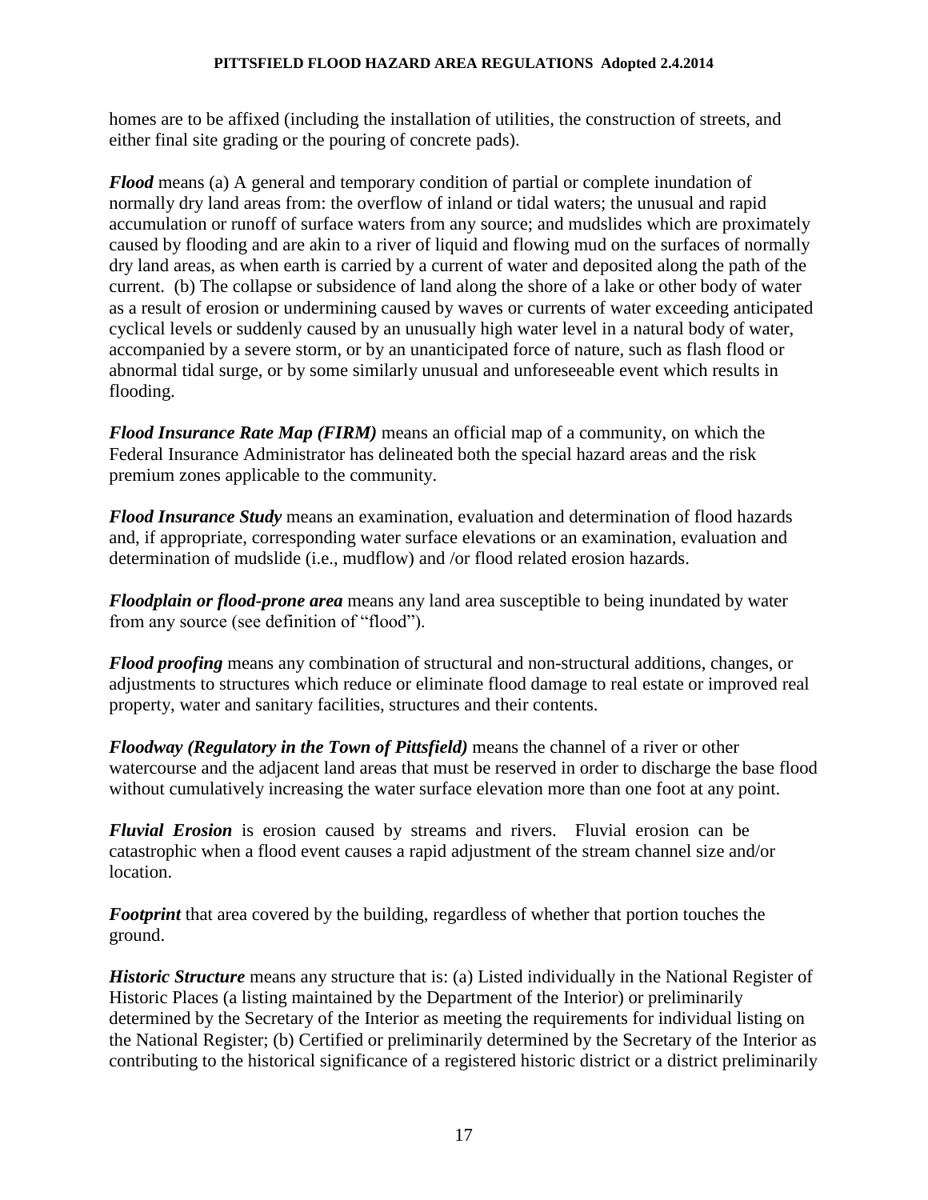homes are to be affixed (including the installation of utilities, the construction of streets, and either final site grading or the pouring of concrete pads).

***Flood*** means (a) A general and temporary condition of partial or complete inundation of normally dry land areas from: the overflow of inland or tidal waters; the unusual and rapid accumulation or runoff of surface waters from any source; and mudslides which are proximately caused by flooding and are akin to a river of liquid and flowing mud on the surfaces of normally dry land areas, as when earth is carried by a current of water and deposited along the path of the current. (b) The collapse or subsidence of land along the shore of a lake or other body of water as a result of erosion or undermining caused by waves or currents of water exceeding anticipated cyclical levels or suddenly caused by an unusually high water level in a natural body of water, accompanied by a severe storm, or by an unanticipated force of nature, such as flash flood or abnormal tidal surge, or by some similarly unusual and unforeseeable event which results in flooding.

***Flood Insurance Rate Map (FIRM)*** means an official map of a community, on which the Federal Insurance Administrator has delineated both the special hazard areas and the risk premium zones applicable to the community.

***Flood Insurance Study*** means an examination, evaluation and determination of flood hazards and, if appropriate, corresponding water surface elevations or an examination, evaluation and determination of mudslide (i.e., mudflow) and /or flood related erosion hazards.

***Floodplain or flood-prone area*** means any land area susceptible to being inundated by water from any source (see definition of "flood").

***Flood proofing*** means any combination of structural and non-structural additions, changes, or adjustments to structures which reduce or eliminate flood damage to real estate or improved real property, water and sanitary facilities, structures and their contents.

***Floodway (Regulatory in the Town of Pittsfield)*** means the channel of a river or other watercourse and the adjacent land areas that must be reserved in order to discharge the base flood without cumulatively increasing the water surface elevation more than one foot at any point.

***Fluvial Erosion*** is erosion caused by streams and rivers. Fluvial erosion can be catastrophic when a flood event causes a rapid adjustment of the stream channel size and/or location.

***Footprint*** that area covered by the building, regardless of whether that portion touches the ground.

***Historic Structure*** means any structure that is: (a) Listed individually in the National Register of Historic Places (a listing maintained by the Department of the Interior) or preliminarily determined by the Secretary of the Interior as meeting the requirements for individual listing on the National Register; (b) Certified or preliminarily determined by the Secretary of the Interior as contributing to the historical significance of a registered historic district or a district preliminarily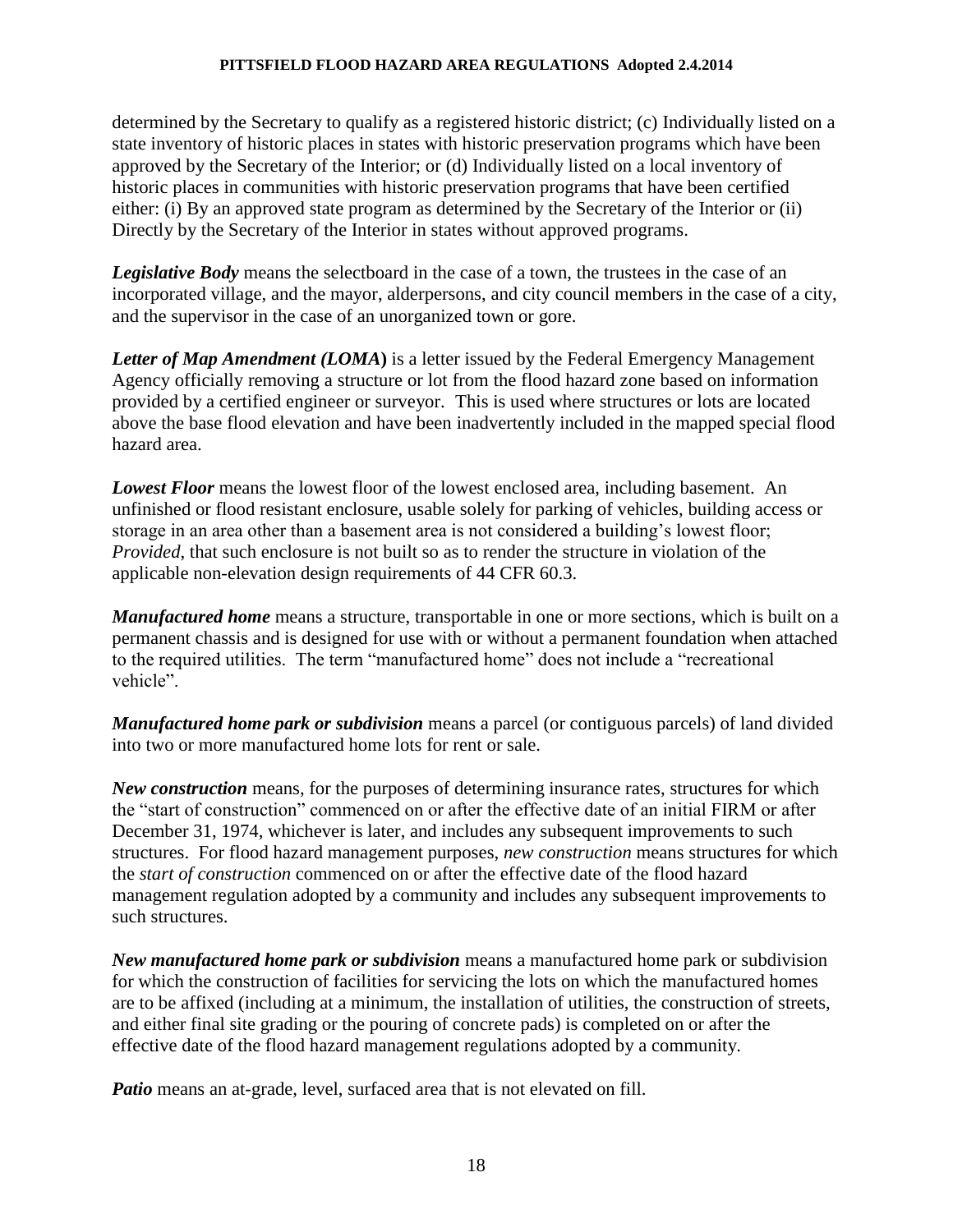determined by the Secretary to qualify as a registered historic district; (c) Individually listed on a state inventory of historic places in states with historic preservation programs which have been approved by the Secretary of the Interior; or (d) Individually listed on a local inventory of historic places in communities with historic preservation programs that have been certified either: (i) By an approved state program as determined by the Secretary of the Interior or (ii) Directly by the Secretary of the Interior in states without approved programs.

***Legislative Body*** means the selectboard in the case of a town, the trustees in the case of an incorporated village, and the mayor, alderpersons, and city council members in the case of a city, and the supervisor in the case of an unorganized town or gore.

***Letter of Map Amendment (LOMA)*** is a letter issued by the Federal Emergency Management Agency officially removing a structure or lot from the flood hazard zone based on information provided by a certified engineer or surveyor. This is used where structures or lots are located above the base flood elevation and have been inadvertently included in the mapped special flood hazard area.

***Lowest Floor*** means the lowest floor of the lowest enclosed area, including basement. An unfinished or flood resistant enclosure, usable solely for parking of vehicles, building access or storage in an area other than a basement area is not considered a building's lowest floor; *Provided*, that such enclosure is not built so as to render the structure in violation of the applicable non-elevation design requirements of 44 CFR 60.3.

***Manufactured home*** means a structure, transportable in one or more sections, which is built on a permanent chassis and is designed for use with or without a permanent foundation when attached to the required utilities. The term "manufactured home" does not include a "recreational vehicle".

***Manufactured home park or subdivision*** means a parcel (or contiguous parcels) of land divided into two or more manufactured home lots for rent or sale.

***New construction*** means, for the purposes of determining insurance rates, structures for which the "start of construction" commenced on or after the effective date of an initial FIRM or after December 31, 1974, whichever is later, and includes any subsequent improvements to such structures. For flood hazard management purposes, *new construction* means structures for which the *start of construction* commenced on or after the effective date of the flood hazard management regulation adopted by a community and includes any subsequent improvements to such structures.

***New manufactured home park or subdivision*** means a manufactured home park or subdivision for which the construction of facilities for servicing the lots on which the manufactured homes are to be affixed (including at a minimum, the installation of utilities, the construction of streets, and either final site grading or the pouring of concrete pads) is completed on or after the effective date of the flood hazard management regulations adopted by a community.

***Patio*** means an at-grade, level, surfaced area that is not elevated on fill.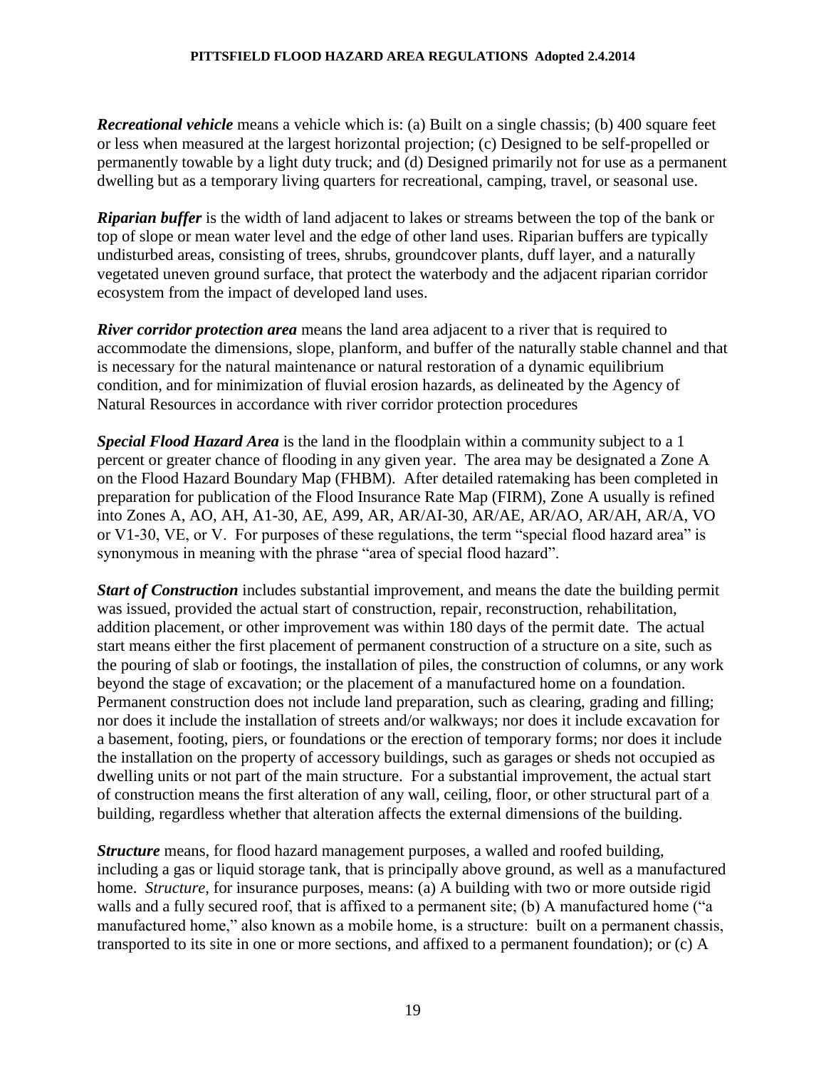***Recreational vehicle*** means a vehicle which is: (a) Built on a single chassis; (b) 400 square feet or less when measured at the largest horizontal projection; (c) Designed to be self-propelled or permanently towable by a light duty truck; and (d) Designed primarily not for use as a permanent dwelling but as a temporary living quarters for recreational, camping, travel, or seasonal use.

***Riparian buffer*** is the width of land adjacent to lakes or streams between the top of the bank or top of slope or mean water level and the edge of other land uses. Riparian buffers are typically undisturbed areas, consisting of trees, shrubs, groundcover plants, duff layer, and a naturally vegetated uneven ground surface, that protect the waterbody and the adjacent riparian corridor ecosystem from the impact of developed land uses.

***River corridor protection area*** means the land area adjacent to a river that is required to accommodate the dimensions, slope, planform, and buffer of the naturally stable channel and that is necessary for the natural maintenance or natural restoration of a dynamic equilibrium condition, and for minimization of fluvial erosion hazards, as delineated by the Agency of Natural Resources in accordance with river corridor protection procedures

***Special Flood Hazard Area*** is the land in the floodplain within a community subject to a 1 percent or greater chance of flooding in any given year. The area may be designated a Zone A on the Flood Hazard Boundary Map (FHBM). After detailed ratemaking has been completed in preparation for publication of the Flood Insurance Rate Map (FIRM), Zone A usually is refined into Zones A, AO, AH, A1-30, AE, A99, AR, AR/AI-30, AR/AE, AR/AO, AR/AH, AR/A, VO or V1-30, VE, or V. For purposes of these regulations, the term "special flood hazard area" is synonymous in meaning with the phrase "area of special flood hazard".

***Start of Construction*** includes substantial improvement, and means the date the building permit was issued, provided the actual start of construction, repair, reconstruction, rehabilitation, addition placement, or other improvement was within 180 days of the permit date. The actual start means either the first placement of permanent construction of a structure on a site, such as the pouring of slab or footings, the installation of piles, the construction of columns, or any work beyond the stage of excavation; or the placement of a manufactured home on a foundation. Permanent construction does not include land preparation, such as clearing, grading and filling; nor does it include the installation of streets and/or walkways; nor does it include excavation for a basement, footing, piers, or foundations or the erection of temporary forms; nor does it include the installation on the property of accessory buildings, such as garages or sheds not occupied as dwelling units or not part of the main structure. For a substantial improvement, the actual start of construction means the first alteration of any wall, ceiling, floor, or other structural part of a building, regardless whether that alteration affects the external dimensions of the building.

***Structure*** means, for flood hazard management purposes, a walled and roofed building, including a gas or liquid storage tank, that is principally above ground, as well as a manufactured home. *Structure*, for insurance purposes, means: (a) A building with two or more outside rigid walls and a fully secured roof, that is affixed to a permanent site; (b) A manufactured home ("a manufactured home," also known as a mobile home, is a structure: built on a permanent chassis, transported to its site in one or more sections, and affixed to a permanent foundation); or (c) A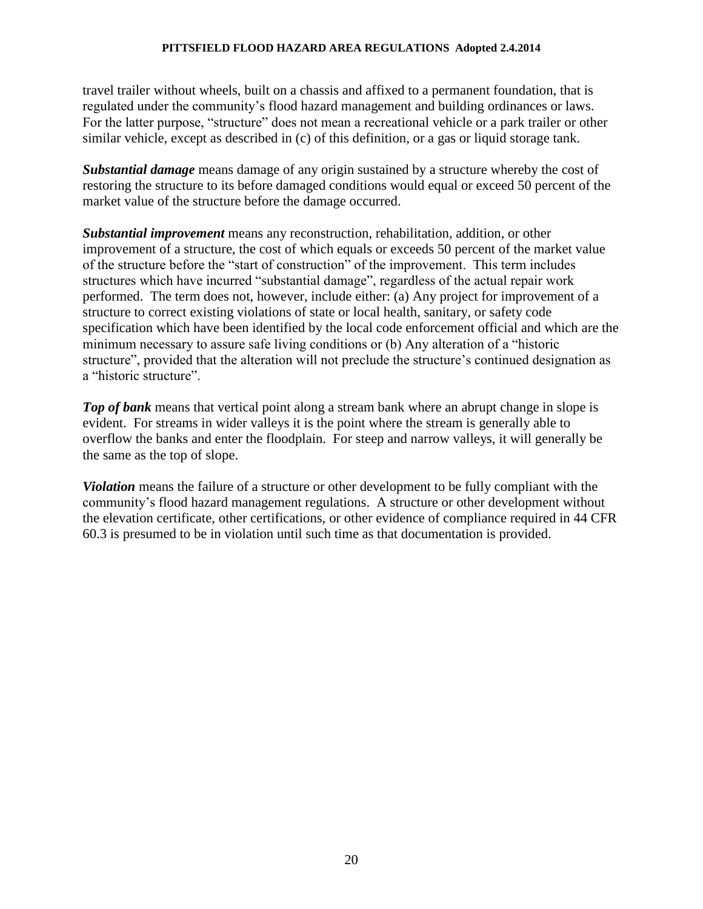travel trailer without wheels, built on a chassis and affixed to a permanent foundation, that is regulated under the community's flood hazard management and building ordinances or laws. For the latter purpose, "structure" does not mean a recreational vehicle or a park trailer or other similar vehicle, except as described in (c) of this definition, or a gas or liquid storage tank.

***Substantial damage*** means damage of any origin sustained by a structure whereby the cost of restoring the structure to its before damaged conditions would equal or exceed 50 percent of the market value of the structure before the damage occurred.

***Substantial improvement*** means any reconstruction, rehabilitation, addition, or other improvement of a structure, the cost of which equals or exceeds 50 percent of the market value of the structure before the "start of construction" of the improvement. This term includes structures which have incurred "substantial damage", regardless of the actual repair work performed. The term does not, however, include either: (a) Any project for improvement of a structure to correct existing violations of state or local health, sanitary, or safety code specification which have been identified by the local code enforcement official and which are the minimum necessary to assure safe living conditions or (b) Any alteration of a "historic structure", provided that the alteration will not preclude the structure's continued designation as a "historic structure".

***Top of bank*** means that vertical point along a stream bank where an abrupt change in slope is evident. For streams in wider valleys it is the point where the stream is generally able to overflow the banks and enter the floodplain. For steep and narrow valleys, it will generally be the same as the top of slope.

***Violation*** means the failure of a structure or other development to be fully compliant with the community's flood hazard management regulations. A structure or other development without the elevation certificate, other certifications, or other evidence of compliance required in 44 CFR 60.3 is presumed to be in violation until such time as that documentation is provided.